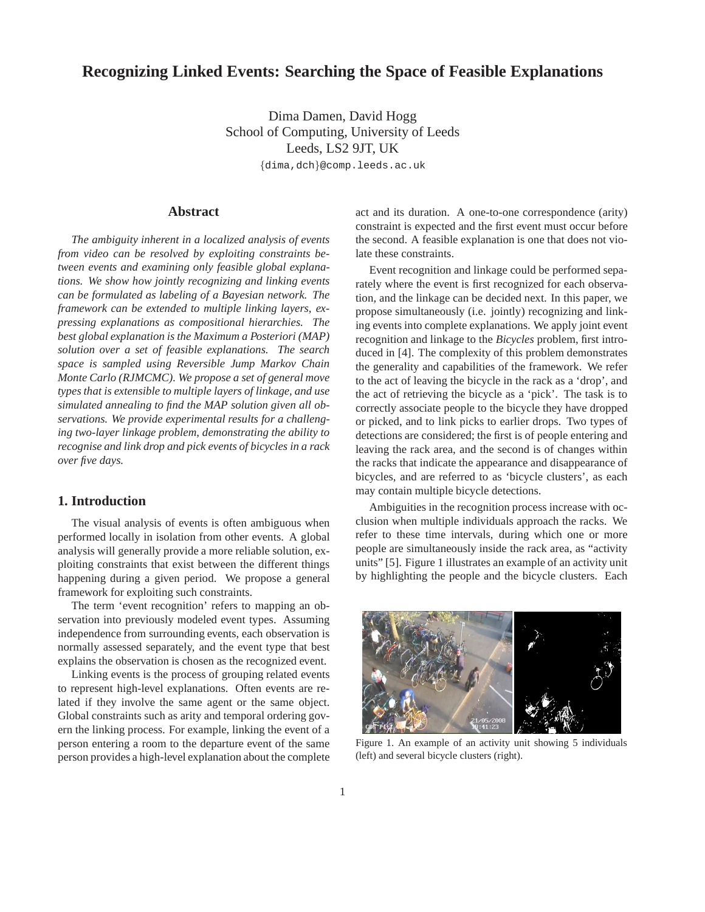# Recognizing Linked Events: Searching the Space of Feasible Explanations

Dima Damen, David Hogg
School of Computing, University of Leeds
Leeds, LS2 9JT, UK
{dima,dch}@comp.leeds.ac.uk

## Abstract

*The ambiguity inherent in a localized analysis of events from video can be resolved by exploiting constraints between events and examining only feasible global explanations. We show how jointly recognizing and linking events can be formulated as labeling of a Bayesian network. The framework can be extended to multiple linking layers, expressing explanations as compositional hierarchies. The best global explanation is the Maximum a Posteriori (MAP) solution over a set of feasible explanations. The search space is sampled using Reversible Jump Markov Chain Monte Carlo (RJMCMC). We propose a set of general move types that is extensible to multiple layers of linkage, and use simulated annealing to find the MAP solution given all observations. We provide experimental results for a challenging two-layer linkage problem, demonstrating the ability to recognise and link drop and pick events of bicycles in a rack over five days.*

## 1. Introduction

The visual analysis of events is often ambiguous when performed locally in isolation from other events. A global analysis will generally provide a more reliable solution, exploiting constraints that exist between the different things happening during a given period. We propose a general framework for exploiting such constraints.

The term 'event recognition' refers to mapping an observation into previously modeled event types. Assuming independence from surrounding events, each observation is normally assessed separately, and the event type that best explains the observation is chosen as the recognized event.

Linking events is the process of grouping related events to represent high-level explanations. Often events are related if they involve the same agent or the same object. Global constraints such as arity and temporal ordering govern the linking process. For example, linking the event of a person entering a room to the departure event of the same person provides a high-level explanation about the complete act and its duration. A one-to-one correspondence (arity) constraint is expected and the first event must occur before the second. A feasible explanation is one that does not violate these constraints.

Event recognition and linkage could be performed separately where the event is first recognized for each observation, and the linkage can be decided next. In this paper, we propose simultaneously (i.e. jointly) recognizing and linking events into complete explanations. We apply joint event recognition and linkage to the *Bicycles* problem, first introduced in [4]. The complexity of this problem demonstrates the generality and capabilities of the framework. We refer to the act of leaving the bicycle in the rack as a 'drop', and the act of retrieving the bicycle as a 'pick'. The task is to correctly associate people to the bicycle they have dropped or picked, and to link picks to earlier drops. Two types of detections are considered; the first is of people entering and leaving the rack area, and the second is of changes within the racks that indicate the appearance and disappearance of bicycles, and are referred to as 'bicycle clusters', as each may contain multiple bicycle detections.

Ambiguities in the recognition process increase with occlusion when multiple individuals approach the racks. We refer to these time intervals, during which one or more people are simultaneously inside the rack area, as "activity units" [5]. Figure 1 illustrates an example of an activity unit by highlighting the people and the bicycle clusters. Each

Figure 1. An example of an activity unit showing 5 individuals (left) and several bicycle clusters (right).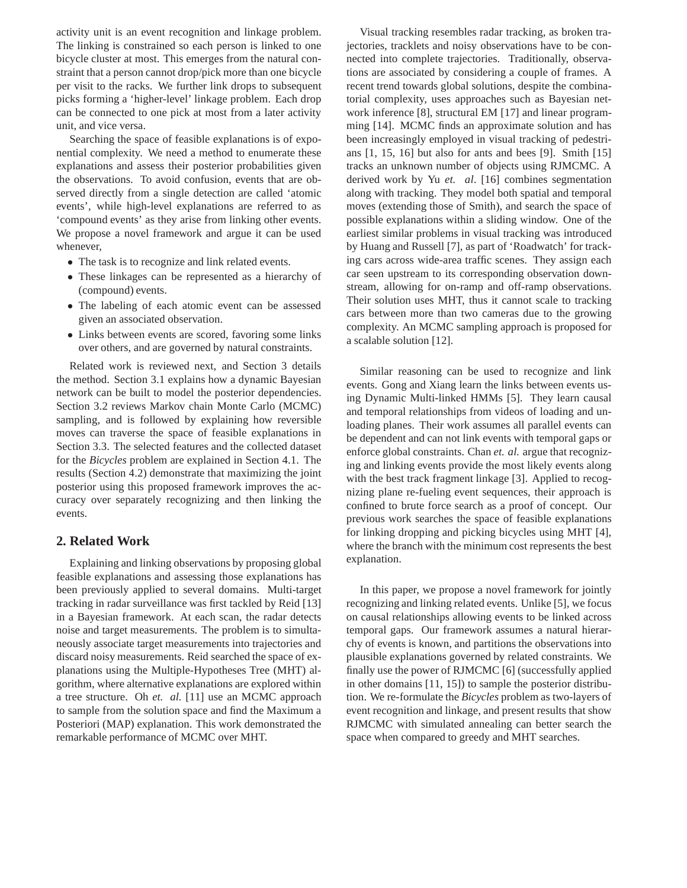activity unit is an event recognition and linkage problem. The linking is constrained so each person is linked to one bicycle cluster at most. This emerges from the natural constraint that a person cannot drop/pick more than one bicycle per visit to the racks. We further link drops to subsequent picks forming a 'higher-level' linkage problem. Each drop can be connected to one pick at most from a later activity unit, and vice versa.

Searching the space of feasible explanations is of exponential complexity. We need a method to enumerate these explanations and assess their posterior probabilities given the observations. To avoid confusion, events that are observed directly from a single detection are called 'atomic events', while high-level explanations are referred to as 'compound events' as they arise from linking other events. We propose a novel framework and argue it can be used whenever,

- The task is to recognize and link related events.
- These linkages can be represented as a hierarchy of (compound) events.
- The labeling of each atomic event can be assessed given an associated observation.
- Links between events are scored, favoring some links over others, and are governed by natural constraints.

Related work is reviewed next, and Section 3 details the method. Section 3.1 explains how a dynamic Bayesian network can be built to model the posterior dependencies. Section 3.2 reviews Markov chain Monte Carlo (MCMC) sampling, and is followed by explaining how reversible moves can traverse the space of feasible explanations in Section 3.3. The selected features and the collected dataset for the *Bicycles* problem are explained in Section 4.1. The results (Section 4.2) demonstrate that maximizing the joint posterior using this proposed framework improves the accuracy over separately recognizing and then linking the events.

## 2. Related Work

Explaining and linking observations by proposing global feasible explanations and assessing those explanations has been previously applied to several domains. Multi-target tracking in radar surveillance was first tackled by Reid [13] in a Bayesian framework. At each scan, the radar detects noise and target measurements. The problem is to simultaneously associate target measurements into trajectories and discard noisy measurements. Reid searched the space of explanations using the Multiple-Hypotheses Tree (MHT) algorithm, where alternative explanations are explored within a tree structure. Oh *et. al.* [11] use an MCMC approach to sample from the solution space and find the Maximum a Posteriori (MAP) explanation. This work demonstrated the remarkable performance of MCMC over MHT.

Visual tracking resembles radar tracking, as broken trajectories, tracklets and noisy observations have to be connected into complete trajectories. Traditionally, observations are associated by considering a couple of frames. A recent trend towards global solutions, despite the combinatorial complexity, uses approaches such as Bayesian network inference [8], structural EM [17] and linear programming [14]. MCMC finds an approximate solution and has been increasingly employed in visual tracking of pedestrians [1, 15, 16] but also for ants and bees [9]. Smith [15] tracks an unknown number of objects using RJMCMC. A derived work by Yu *et. al.* [16] combines segmentation along with tracking. They model both spatial and temporal moves (extending those of Smith), and search the space of possible explanations within a sliding window. One of the earliest similar problems in visual tracking was introduced by Huang and Russell [7], as part of 'Roadwatch' for tracking cars across wide-area traffic scenes. They assign each car seen upstream to its corresponding observation downstream, allowing for on-ramp and off-ramp observations. Their solution uses MHT, thus it cannot scale to tracking cars between more than two cameras due to the growing complexity. An MCMC sampling approach is proposed for a scalable solution [12].

Similar reasoning can be used to recognize and link events. Gong and Xiang learn the links between events using Dynamic Multi-linked HMMs [5]. They learn causal and temporal relationships from videos of loading and unloading planes. Their work assumes all parallel events can be dependent and can not link events with temporal gaps or enforce global constraints. Chan *et. al.* argue that recognizing and linking events provide the most likely events along with the best track fragment linkage [3]. Applied to recognizing plane re-fueling event sequences, their approach is confined to brute force search as a proof of concept. Our previous work searches the space of feasible explanations for linking dropping and picking bicycles using MHT [4], where the branch with the minimum cost represents the best explanation.

In this paper, we propose a novel framework for jointly recognizing and linking related events. Unlike [5], we focus on causal relationships allowing events to be linked across temporal gaps. Our framework assumes a natural hierarchy of events is known, and partitions the observations into plausible explanations governed by related constraints. We finally use the power of RJMCMC [6] (successfully applied in other domains [11, 15]) to sample the posterior distribution. We re-formulate the *Bicycles* problem as two-layers of event recognition and linkage, and present results that show RJMCMC with simulated annealing can better search the space when compared to greedy and MHT searches.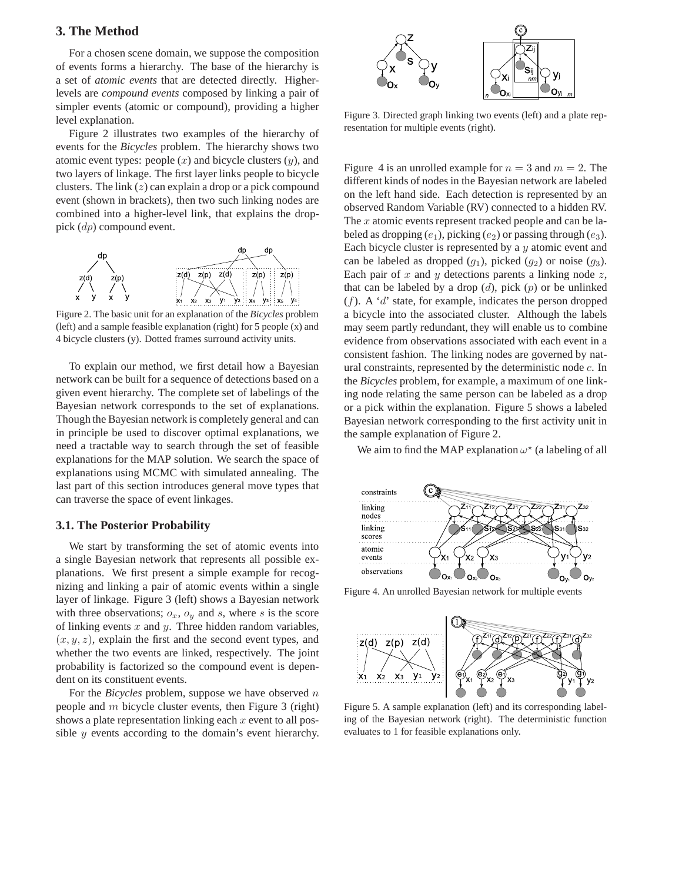## 3. The Method

For a chosen scene domain, we suppose the composition of events forms a hierarchy. The base of the hierarchy is a set of *atomic events* that are detected directly. Higher-levels are *compound events* composed by linking a pair of simpler events (atomic or compound), providing a higher level explanation.

Figure 2 illustrates two examples of the hierarchy of events for the *Bicycles* problem. The hierarchy shows two atomic event types: people ($x$) and bicycle clusters ($y$), and two layers of linkage. The first layer links people to bicycle clusters. The link ($z$) can explain a drop or a pick compound event (shown in brackets), then two such linking nodes are combined into a higher-level link, that explains the drop-pick ($dp$) compound event.

Figure 2. The basic unit for an explanation of the *Bicycles* problem (left) and a sample feasible explanation (right) for 5 people (x) and 4 bicycle clusters (y). Dotted frames surround activity units.

To explain our method, we first detail how a Bayesian network can be built for a sequence of detections based on a given event hierarchy. The complete set of labelings of the Bayesian network corresponds to the set of explanations. Though the Bayesian network is completely general and can in principle be used to discover optimal explanations, we need a tractable way to search through the set of feasible explanations for the MAP solution. We search the space of explanations using MCMC with simulated annealing. The last part of this section introduces general move types that can traverse the space of event linkages.

### 3.1. The Posterior Probability

We start by transforming the set of atomic events into a single Bayesian network that represents all possible explanations. We first present a simple example for recognizing and linking a pair of atomic events within a single layer of linkage. Figure 3 (left) shows a Bayesian network with three observations; $o_x$, $o_y$ and $s$, where $s$ is the score of linking events $x$ and $y$. Three hidden random variables, $(x, y, z)$, explain the first and the second event types, and whether the two events are linked, respectively. The joint probability is factorized so the compound event is dependent on its constituent events.

For the *Bicycles* problem, suppose we have observed $n$ people and $m$ bicycle cluster events, then Figure 3 (right) shows a plate representation linking each $x$ event to all possible $y$ events according to the domain's event hierarchy.

Figure 3. Directed graph linking two events (left) and a plate representation for multiple events (right).

Figure 4 is an unrolled example for $n = 3$ and $m = 2$. The different kinds of nodes in the Bayesian network are labeled on the left hand side. Each detection is represented by an observed Random Variable (RV) connected to a hidden RV. The $x$ atomic events represent tracked people and can be labeled as dropping ($e_1$), picking ($e_2$) or passing through ($e_3$). Each bicycle cluster is represented by a $y$ atomic event and can be labeled as dropped ($g_1$), picked ($g_2$) or noise ($g_3$). Each pair of $x$ and $y$ detections parents a linking node $z$, that can be labeled by a drop ($d$), pick ($p$) or be unlinked ($f$). A '$d$' state, for example, indicates the person dropped a bicycle into the associated cluster. Although the labels may seem partly redundant, they will enable us to combine evidence from observations associated with each event in a consistent fashion. The linking nodes are governed by natural constraints, represented by the deterministic node $c$. In the *Bicycles* problem, for example, a maximum of one linking node relating the same person can be labeled as a drop or a pick within the explanation. Figure 5 shows a labeled Bayesian network corresponding to the first activity unit in the sample explanation of Figure 2.

We aim to find the MAP explanation $\omega^\star$ (a labeling of all

Figure 4. An unrolled Bayesian network for multiple events

Figure 5. A sample explanation (left) and its corresponding labeling of the Bayesian network (right). The deterministic function evaluates to 1 for feasible explanations only.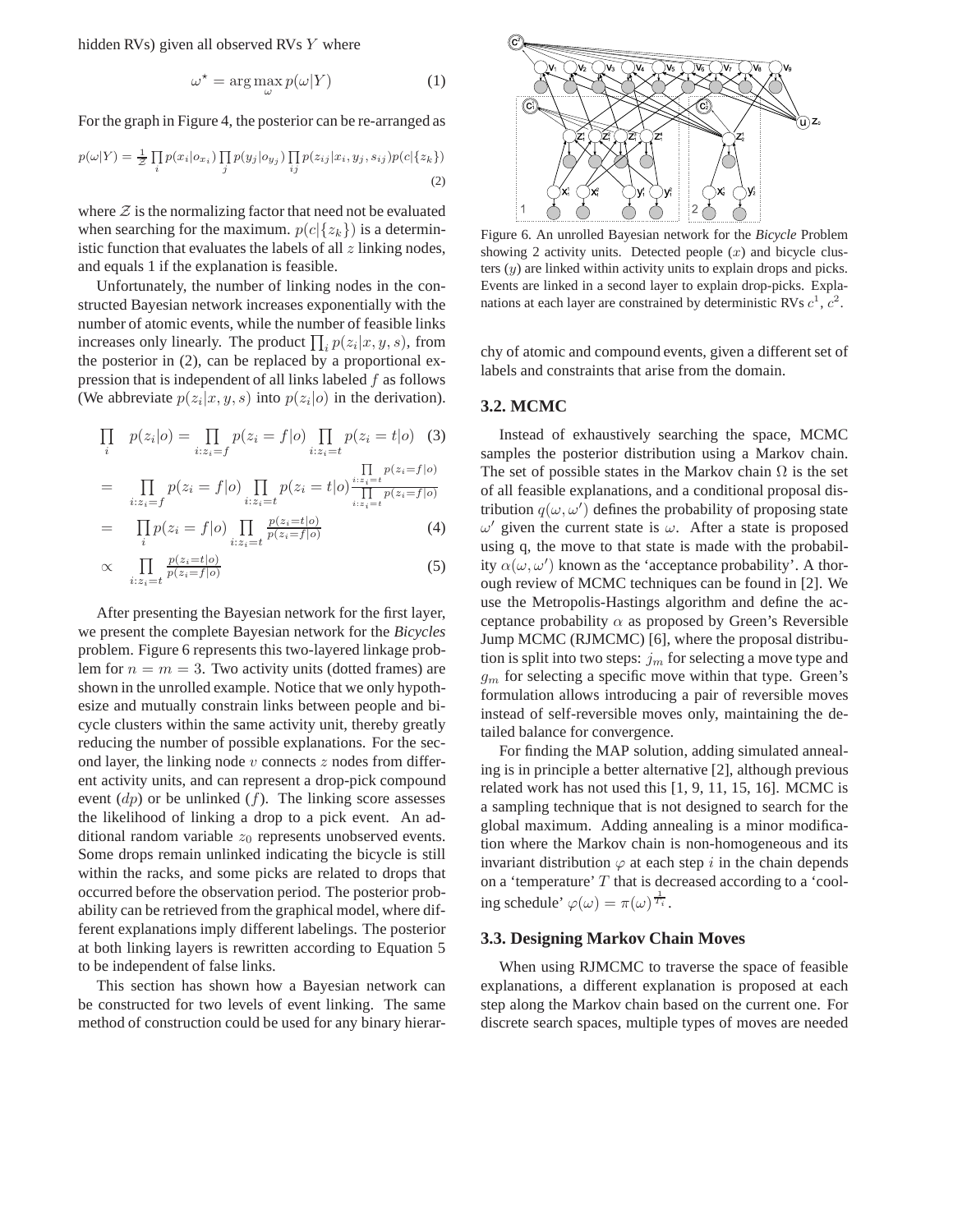hidden RVs) given all observed RVs $Y$ where

$$\omega^\star = \arg\max_{\omega} p(\omega|Y) \tag{1}$$

For the graph in Figure 4, the posterior can be re-arranged as

$$p(\omega|Y) = \frac{1}{\mathcal{Z}} \prod_i p(x_i|o_{x_i}) \prod_j p(y_j|o_{y_j}) \prod_{ij} p(z_{ij}|x_i, y_j, s_{ij}) p(c|\{z_k\}) \tag{2}$$

where $\mathcal{Z}$ is the normalizing factor that need not be evaluated when searching for the maximum. $p(c|\{z_k\})$ is a deterministic function that evaluates the labels of all $z$ linking nodes, and equals 1 if the explanation is feasible.

Unfortunately, the number of linking nodes in the constructed Bayesian network increases exponentially with the number of atomic events, while the number of feasible links increases only linearly. The product $\prod_i p(z_i|x, y, s)$, from the posterior in (2), can be replaced by a proportional expression that is independent of all links labeled $f$ as follows (We abbreviate $p(z_i|x, y, s)$ into $p(z_i|o)$ in the derivation).

$$\prod_i \quad p(z_i|o) = \prod_{i:z_i=f} p(z_i = f|o) \prod_{i:z_i=t} p(z_i = t|o) \tag{3}$$

$$= \quad \prod_{i:z_i=f} p(z_i = f|o) \prod_{i:z_i=t} p(z_i = t|o) \frac{\prod_{i:z_i=t} p(z_i=f|o)}{\prod_{i:z_i=t} p(z_i=f|o)}$$

$$= \quad \prod_i p(z_i = f|o) \prod_{i:z_i=t} \frac{p(z_i=t|o)}{p(z_i=f|o)} \tag{4}$$

$$\propto \quad \prod_{i:z_i=t} \frac{p(z_i=t|o)}{p(z_i=f|o)} \tag{5}$$

After presenting the Bayesian network for the first layer, we present the complete Bayesian network for the *Bicycles* problem. Figure 6 represents this two-layered linkage problem for $n = m = 3$. Two activity units (dotted frames) are shown in the unrolled example. Notice that we only hypothesize and mutually constrain links between people and bicycle clusters within the same activity unit, thereby greatly reducing the number of possible explanations. For the second layer, the linking node $v$ connects $z$ nodes from different activity units, and can represent a drop-pick compound event ($dp$) or be unlinked ($f$). The linking score assesses the likelihood of linking a drop to a pick event. An additional random variable $z_0$ represents unobserved events. Some drops remain unlinked indicating the bicycle is still within the racks, and some picks are related to drops that occurred before the observation period. The posterior probability can be retrieved from the graphical model, where different explanations imply different labelings. The posterior at both linking layers is rewritten according to Equation 5 to be independent of false links.

This section has shown how a Bayesian network can be constructed for two levels of event linking. The same method of construction could be used for any binary hierarchy of atomic and compound events, given a different set of labels and constraints that arise from the domain.

Figure 6. An unrolled Bayesian network for the *Bicycle* Problem showing 2 activity units. Detected people ($x$) and bicycle clusters ($y$) are linked within activity units to explain drops and picks. Events are linked in a second layer to explain drop-picks. Explanations at each layer are constrained by deterministic RVs $c^1$, $c^2$.

### 3.2. MCMC

Instead of exhaustively searching the space, MCMC samples the posterior distribution using a Markov chain. The set of possible states in the Markov chain $\Omega$ is the set of all feasible explanations, and a conditional proposal distribution $q(\omega, \omega')$ defines the probability of proposing state $\omega'$ given the current state is $\omega$. After a state is proposed using q, the move to that state is made with the probability $\alpha(\omega, \omega')$ known as the 'acceptance probability'. A thorough review of MCMC techniques can be found in [2]. We use the Metropolis-Hastings algorithm and define the acceptance probability $\alpha$ as proposed by Green's Reversible Jump MCMC (RJMCMC) [6], where the proposal distribution is split into two steps: $j_m$ for selecting a move type and $g_m$ for selecting a specific move within that type. Green's formulation allows introducing a pair of reversible moves instead of self-reversible moves only, maintaining the detailed balance for convergence.

For finding the MAP solution, adding simulated annealing is in principle a better alternative [2], although previous related work has not used this [1, 9, 11, 15, 16]. MCMC is a sampling technique that is not designed to search for the global maximum. Adding annealing is a minor modification where the Markov chain is non-homogeneous and its invariant distribution $\varphi$ at each step $i$ in the chain depends on a 'temperature' $T$ that is decreased according to a 'cooling schedule' $\varphi(\omega) = \pi(\omega)^{\frac{1}{T_i}}$.

### 3.3. Designing Markov Chain Moves

When using RJMCMC to traverse the space of feasible explanations, a different explanation is proposed at each step along the Markov chain based on the current one. For discrete search spaces, multiple types of moves are needed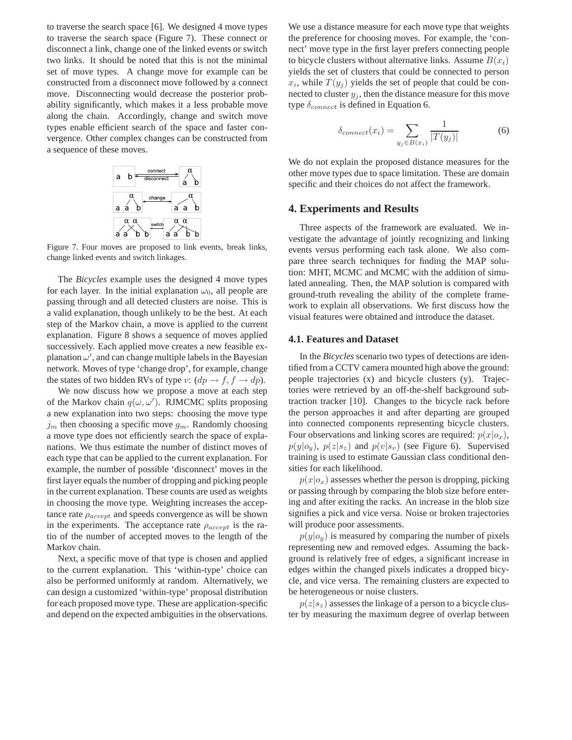to traverse the search space [6]. We designed 4 move types to traverse the search space (Figure 7). These connect or disconnect a link, change one of the linked events or switch two links. It should be noted that this is not the minimal set of move types. A change move for example can be constructed from a disconnect move followed by a connect move. Disconnecting would decrease the posterior probability significantly, which makes it a less probable move along the chain. Accordingly, change and switch move types enable efficient search of the space and faster convergence. Other complex changes can be constructed from a sequence of these moves.

Figure 7. Four moves are proposed to link events, break links, change linked events and switch linkages.

The *Bicycles* example uses the designed 4 move types for each layer. In the initial explanation $\omega_0$, all people are passing through and all detected clusters are noise. This is a valid explanation, though unlikely to be the best. At each step of the Markov chain, a move is applied to the current explanation. Figure 8 shows a sequence of moves applied successively. Each applied move creates a new feasible explanation $\omega'$, and can change multiple labels in the Bayesian network. Moves of type 'change drop', for example, change the states of two hidden RVs of type $v$: ($dp \rightarrow f$, $f \rightarrow dp$).

We now discuss how we propose a move at each step of the Markov chain $q(\omega, \omega')$. RJMCMC splits proposing a new explanation into two steps: choosing the move type $j_m$ then choosing a specific move $g_m$. Randomly choosing a move type does not efficiently search the space of explanations. We thus estimate the number of distinct moves of each type that can be applied to the current explanation. For example, the number of possible 'disconnect' moves in the first layer equals the number of dropping and picking people in the current explanation. These counts are used as weights in choosing the move type. Weighting increases the acceptance rate $\rho_{accept}$ and speeds convergence as will be shown in the experiments. The acceptance rate $\rho_{accept}$ is the ratio of the number of accepted moves to the length of the Markov chain.

Next, a specific move of that type is chosen and applied to the current explanation. This 'within-type' choice can also be performed uniformly at random. Alternatively, we can design a customized 'within-type' proposal distribution for each proposed move type. These are application-specific and depend on the expected ambiguities in the observations. We use a distance measure for each move type that weights the preference for choosing moves. For example, the 'connect' move type in the first layer prefers connecting people to bicycle clusters without alternative links. Assume $B(x_i)$ yields the set of clusters that could be connected to person $x_i$, while $T(y_j)$ yields the set of people that could be connected to cluster $y_j$, then the distance measure for this move type $\delta_{connect}$ is defined in Equation 6.

$$\delta_{connect}(x_i) = \sum_{y_j \in B(x_i)} \frac{1}{|T(y_j)|} \tag{6}$$

We do not explain the proposed distance measures for the other move types due to space limitation. These are domain specific and their choices do not affect the framework.

## 4. Experiments and Results

Three aspects of the framework are evaluated. We investigate the advantage of jointly recognizing and linking events versus performing each task alone. We also compare three search techniques for finding the MAP solution: MHT, MCMC and MCMC with the addition of simulated annealing. Then, the MAP solution is compared with ground-truth revealing the ability of the complete framework to explain all observations. We first discuss how the visual features were obtained and introduce the dataset.

### 4.1. Features and Dataset

In the *Bicycles* scenario two types of detections are identified from a CCTV camera mounted high above the ground: people trajectories (x) and bicycle clusters (y). Trajectories were retrieved by an off-the-shelf background subtraction tracker [10]. Changes to the bicycle rack before the person approaches it and after departing are grouped into connected components representing bicycle clusters. Four observations and linking scores are required: $p(x|o_x)$, $p(y|o_y)$, $p(z|s_z)$ and $p(v|s_v)$ (see Figure 6). Supervised training is used to estimate Gaussian class conditional densities for each likelihood.

$p(x|o_x)$ assesses whether the person is dropping, picking or passing through by comparing the blob size before entering and after exiting the racks. An increase in the blob size signifies a pick and vice versa. Noise or broken trajectories will produce poor assessments.

$p(y|o_y)$ is measured by comparing the number of pixels representing new and removed edges. Assuming the background is relatively free of edges, a significant increase in edges within the changed pixels indicates a dropped bicycle, and vice versa. The remaining clusters are expected to be heterogeneous or noise clusters.

$p(z|s_z)$ assesses the linkage of a person to a bicycle cluster by measuring the maximum degree of overlap between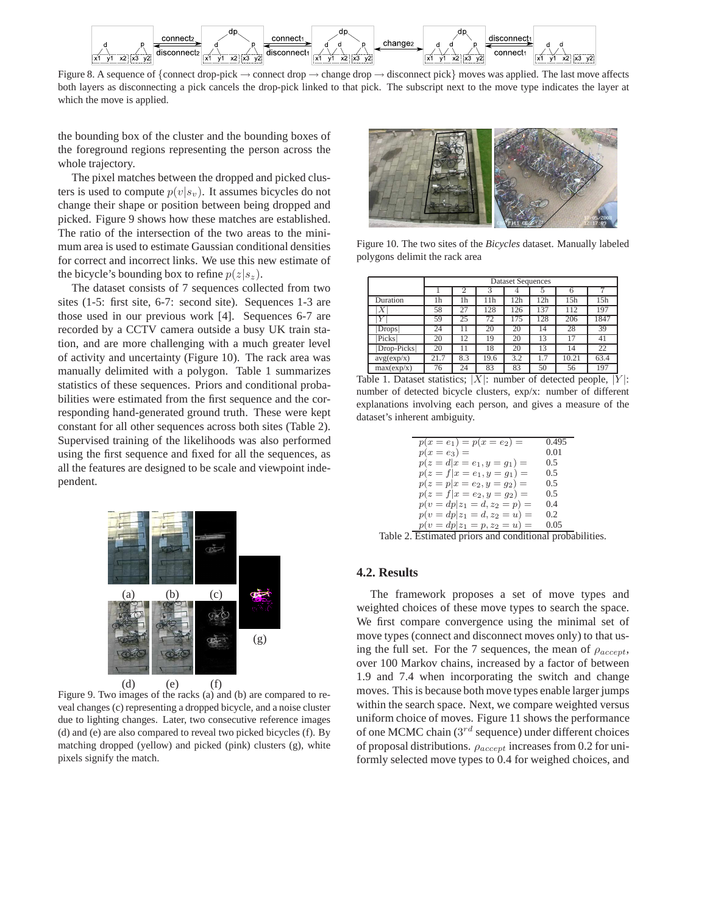Figure 8. A sequence of {connect drop-pick → connect drop → change drop → disconnect pick} moves was applied. The last move affects both layers as disconnecting a pick cancels the drop-pick linked to that pick. The subscript next to the move type indicates the layer at which the move is applied.

the bounding box of the cluster and the bounding boxes of the foreground regions representing the person across the whole trajectory.

The pixel matches between the dropped and picked clusters is used to compute $p(v|s_v)$. It assumes bicycles do not change their shape or position between being dropped and picked. Figure 9 shows how these matches are established. The ratio of the intersection of the two areas to the minimum area is used to estimate Gaussian conditional densities for correct and incorrect links. We use this new estimate of the bicycle's bounding box to refine $p(z|s_z)$.

The dataset consists of 7 sequences collected from two sites (1-5: first site, 6-7: second site). Sequences 1-3 are those used in our previous work [4]. Sequences 6-7 are recorded by a CCTV camera outside a busy UK train station, and are more challenging with a much greater level of activity and uncertainty (Figure 10). The rack area was manually delimited with a polygon. Table 1 summarizes statistics of these sequences. Priors and conditional probabilities were estimated from the first sequence and the corresponding hand-generated ground truth. These were kept constant for all other sequences across both sites (Table 2). Supervised training of the likelihoods was also performed using the first sequence and fixed for all the sequences, as all the features are designed to be scale and viewpoint independent.

Figure 9. Two images of the racks (a) and (b) are compared to reveal changes (c) representing a dropped bicycle, and a noise cluster due to lighting changes. Later, two consecutive reference images (d) and (e) are also compared to reveal two picked bicycles (f). By matching dropped (yellow) and picked (pink) clusters (g), white pixels signify the match.

Figure 10. The two sites of the *Bicycles* dataset. Manually labeled polygons delimit the rack area

| | Dataset Sequences | | | | | | |
|---|---|---|---|---|---|---|---|
| | 1 | 2 | 3 | 4 | 5 | 6 | 7 |
| Duration | 1h | 1h | 11h | 12h | 12h | 15h | 15h |
| $\|X\|$ | 58 | 27 | 128 | 126 | 137 | 112 | 197 |
| $\|Y\|$ | 59 | 25 | 72 | 175 | 128 | 206 | 1847 |
| $\|$Drops$\|$ | 24 | 11 | 20 | 20 | 14 | 28 | 39 |
| $\|$Picks$\|$ | 20 | 12 | 19 | 20 | 13 | 17 | 41 |
| $\|$Drop-Picks$\|$ | 20 | 11 | 18 | 20 | 13 | 14 | 22 |
| avg(exp/x) | 21.7 | 8.3 | 19.6 | 3.2 | 1.7 | 10.21 | 63.4 |
| max(exp/x) | 76 | 24 | 83 | 83 | 50 | 56 | 197 |

Table 1. Dataset statistics; $|X|$: number of detected people, $|Y|$: number of detected bicycle clusters, exp/x: number of different explanations involving each person, and gives a measure of the dataset's inherent ambiguity.

| | |
|---|---|
| $p(x = e_1) = p(x = e_2) =$ | 0.495 |
| $p(x = e_3) =$ | 0.01 |
| $p(z = d\|x = e_1, y = g_1) =$ | 0.5 |
| $p(z = f\|x = e_1, y = g_1) =$ | 0.5 |
| $p(z = p\|x = e_2, y = g_2) =$ | 0.5 |
| $p(z = f\|x = e_2, y = g_2) =$ | 0.5 |
| $p(v = dp\|z_1 = d, z_2 = p) =$ | 0.4 |
| $p(v = dp\|z_1 = d, z_2 = u) =$ | 0.2 |
| $p(v = dp\|z_1 = p, z_2 = u) =$ | 0.05 |

Table 2. Estimated priors and conditional probabilities.

## 4.2. Results

The framework proposes a set of move types and weighted choices of these move types to search the space. We first compare convergence using the minimal set of move types (connect and disconnect moves only) to that using the full set. For the 7 sequences, the mean of $\rho_{accept}$, over 100 Markov chains, increased by a factor of between 1.9 and 7.4 when incorporating the switch and change moves. This is because both move types enable larger jumps within the search space. Next, we compare weighted versus uniform choice of moves. Figure 11 shows the performance of one MCMC chain ($3^{rd}$ sequence) under different choices of proposal distributions. $\rho_{accept}$ increases from 0.2 for uniformly selected move types to 0.4 for weighed choices, and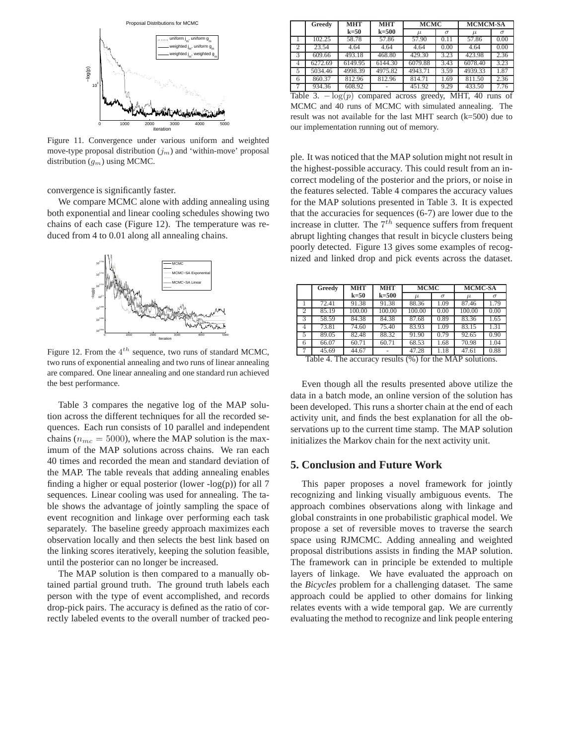Figure 11. Convergence under various uniform and weighted move-type proposal distribution ($j_m$) and 'within-move' proposal distribution ($g_m$) using MCMC.

convergence is significantly faster.

We compare MCMC alone with adding annealing using both exponential and linear cooling schedules showing two chains of each case (Figure 12). The temperature was reduced from 4 to 0.01 along all annealing chains.

Figure 12. From the $4^{th}$ sequence, two runs of standard MCMC, two runs of exponential annealing and two runs of linear annealing are compared. One linear annealing and one standard run achieved the best performance.

Table 3 compares the negative log of the MAP solution across the different techniques for all the recorded sequences. Each run consists of 10 parallel and independent chains ($n_{mc} = 5000$), where the MAP solution is the maximum of the MAP solutions across chains. We ran each 40 times and recorded the mean and standard deviation of the MAP. The table reveals that adding annealing enables finding a higher or equal posterior (lower -log(p)) for all 7 sequences. Linear cooling was used for annealing. The table shows the advantage of jointly sampling the space of event recognition and linkage over performing each task separately. The baseline greedy approach maximizes each observation locally and then selects the best link based on the linking scores iteratively, keeping the solution feasible, until the posterior can no longer be increased.

The MAP solution is then compared to a manually obtained partial ground truth. The ground truth labels each person with the type of event accomplished, and records drop-pick pairs. The accuracy is defined as the ratio of correctly labeled events to the overall number of tracked people. It was noticed that the MAP solution might not result in the highest-possible accuracy. This could result from an incorrect modeling of the posterior and the priors, or noise in the features selected. Table 4 compares the accuracy values for the MAP solutions presented in Table 3. It is expected that the accuracies for sequences (6-7) are lower due to the increase in clutter. The $7^{th}$ sequence suffers from frequent abrupt lighting changes that result in bicycle clusters being poorly detected. Figure 13 gives some examples of recognized and linked drop and pick events across the dataset.

| | Greedy | MHT k=50 | MHT k=500 | MCMC | | MCMCM-SA | |
|---|---|---|---|---|---|---|---|
| | | | | $\mu$ | $\sigma$ | $\mu$ | $\sigma$ |
| 1 | 102.25 | 58.78 | 57.86 | 57.90 | 0.11 | 57.86 | 0.00 |
| 2 | 23.54 | 4.64 | 4.64 | 4.64 | 0.00 | 4.64 | 0.00 |
| 3 | 609.66 | 493.18 | 468.80 | 429.30 | 3.23 | 423.98 | 2.36 |
| 4 | 6272.69 | 6149.95 | 6144.30 | 6079.88 | 3.43 | 6078.40 | 3.23 |
| 5 | 5034.46 | 4998.39 | 4975.82 | 4943.71 | 3.59 | 4939.33 | 1.87 |
| 6 | 860.37 | 812.96 | 812.96 | 814.71 | 1.69 | 811.50 | 2.36 |
| 7 | 934.36 | 608.92 | - | 451.92 | 9.29 | 433.50 | 7.76 |

Table 3. $-\log(p)$ compared across greedy, MHT, 40 runs of MCMC and 40 runs of MCMC with simulated annealing. The result was not available for the last MHT search (k=500) due to our implementation running out of memory.

| | Greedy | MHT k=50 | MHT k=500 | MCMC | | MCMC-SA | |
|---|---|---|---|---|---|---|---|
| | | | | $\mu$ | $\sigma$ | $\mu$ | $\sigma$ |
| 1 | 72.41 | 91.38 | 91.38 | 88.36 | 1.09 | 87.46 | 1.79 |
| 2 | 85.19 | 100.00 | 100.00 | 100.00 | 0.00 | 100.00 | 0.00 |
| 3 | 58.59 | 84.38 | 84.38 | 87.68 | 0.89 | 83.36 | 1.65 |
| 4 | 73.81 | 74.60 | 75.40 | 83.93 | 1.09 | 83.15 | 1.31 |
| 5 | 89.05 | 82.48 | 88.32 | 91.90 | 0.79 | 92.65 | 0.90 |
| 6 | 66.07 | 60.71 | 60.71 | 68.53 | 1.68 | 70.98 | 1.04 |
| 7 | 45.69 | 44.67 | - | 47.28 | 1.18 | 47.61 | 0.88 |

Table 4. The accuracy results (%) for the MAP solutions.

Even though all the results presented above utilize the data in a batch mode, an online version of the solution has been developed. This runs a shorter chain at the end of each activity unit, and finds the best explanation for all the observations up to the current time stamp. The MAP solution initializes the Markov chain for the next activity unit.

## 5. Conclusion and Future Work

This paper proposes a novel framework for jointly recognizing and linking visually ambiguous events. The approach combines observations along with linkage and global constraints in one probabilistic graphical model. We propose a set of reversible moves to traverse the search space using RJMCMC. Adding annealing and weighted proposal distributions assists in finding the MAP solution. The framework can in principle be extended to multiple layers of linkage. We have evaluated the approach on the *Bicycles* problem for a challenging dataset. The same approach could be applied to other domains for linking relates events with a wide temporal gap. We are currently evaluating the method to recognize and link people entering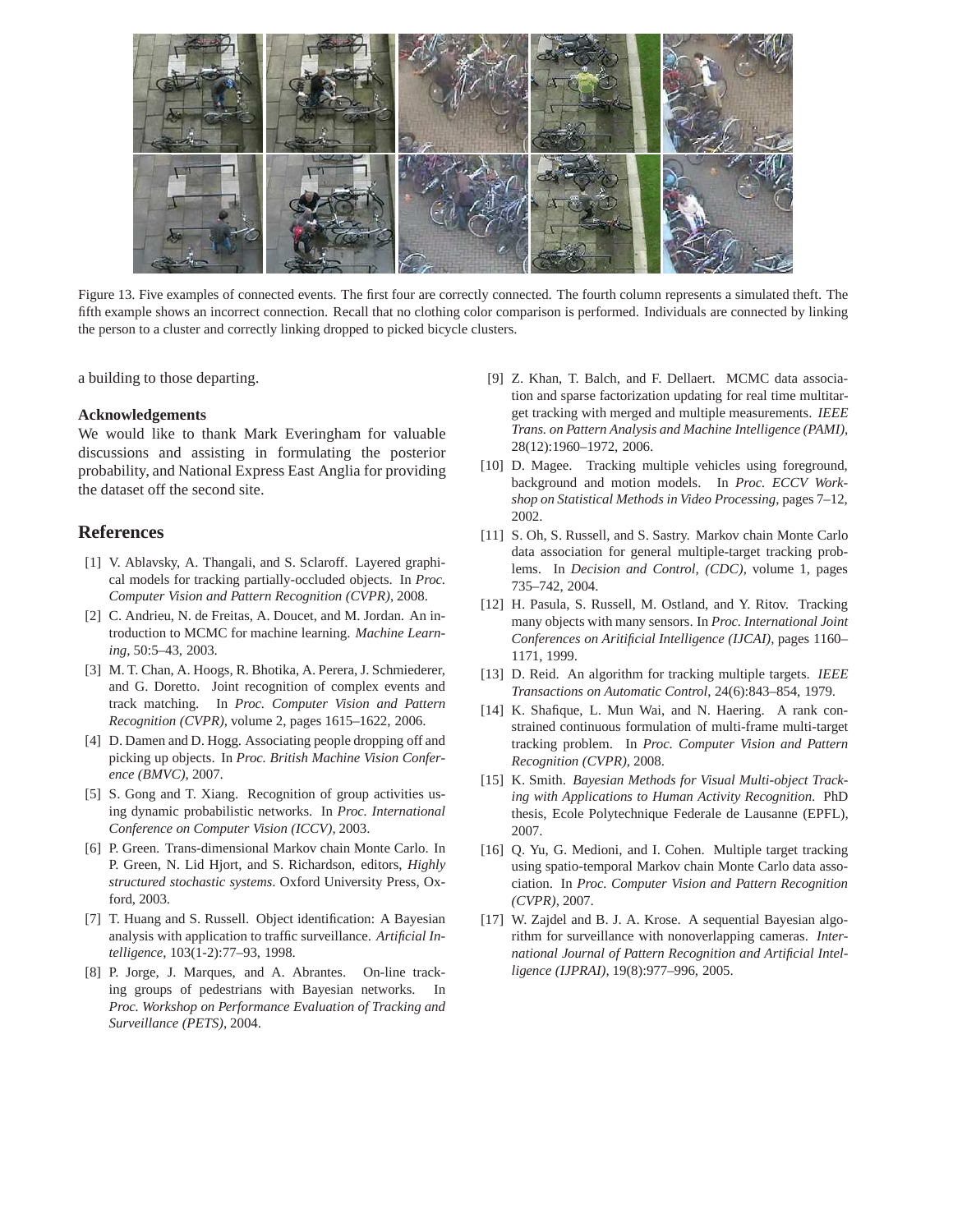Figure 13. Five examples of connected events. The first four are correctly connected. The fourth column represents a simulated theft. The fifth example shows an incorrect connection. Recall that no clothing color comparison is performed. Individuals are connected by linking the person to a cluster and correctly linking dropped to picked bicycle clusters.

a building to those departing.

**Acknowledgements**

We would like to thank Mark Everingham for valuable discussions and assisting in formulating the posterior probability, and National Express East Anglia for providing the dataset off the second site.

## References

[1] V. Ablavsky, A. Thangali, and S. Sclaroff. Layered graphical models for tracking partially-occluded objects. In *Proc. Computer Vision and Pattern Recognition (CVPR)*, 2008.

[2] C. Andrieu, N. de Freitas, A. Doucet, and M. Jordan. An introduction to MCMC for machine learning. *Machine Learning*, 50:5–43, 2003.

[3] M. T. Chan, A. Hoogs, R. Bhotika, A. Perera, J. Schmiederer, and G. Doretto. Joint recognition of complex events and track matching. In *Proc. Computer Vision and Pattern Recognition (CVPR)*, volume 2, pages 1615–1622, 2006.

[4] D. Damen and D. Hogg. Associating people dropping off and picking up objects. In *Proc. British Machine Vision Conference (BMVC)*, 2007.

[5] S. Gong and T. Xiang. Recognition of group activities using dynamic probabilistic networks. In *Proc. International Conference on Computer Vision (ICCV)*, 2003.

[6] P. Green. Trans-dimensional Markov chain Monte Carlo. In P. Green, N. Lid Hjort, and S. Richardson, editors, *Highly structured stochastic systems*. Oxford University Press, Oxford, 2003.

[7] T. Huang and S. Russell. Object identification: A Bayesian analysis with application to traffic surveillance. *Artificial Intelligence*, 103(1-2):77–93, 1998.

[8] P. Jorge, J. Marques, and A. Abrantes. On-line tracking groups of pedestrians with Bayesian networks. In *Proc. Workshop on Performance Evaluation of Tracking and Surveillance (PETS)*, 2004.

[9] Z. Khan, T. Balch, and F. Dellaert. MCMC data association and sparse factorization updating for real time multitarget tracking with merged and multiple measurements. *IEEE Trans. on Pattern Analysis and Machine Intelligence (PAMI)*, 28(12):1960–1972, 2006.

[10] D. Magee. Tracking multiple vehicles using foreground, background and motion models. In *Proc. ECCV Workshop on Statistical Methods in Video Processing*, pages 7–12, 2002.

[11] S. Oh, S. Russell, and S. Sastry. Markov chain Monte Carlo data association for general multiple-target tracking problems. In *Decision and Control, (CDC)*, volume 1, pages 735–742, 2004.

[12] H. Pasula, S. Russell, M. Ostland, and Y. Ritov. Tracking many objects with many sensors. In *Proc. International Joint Conferences on Aritificial Intelligence (IJCAI)*, pages 1160–1171, 1999.

[13] D. Reid. An algorithm for tracking multiple targets. *IEEE Transactions on Automatic Control*, 24(6):843–854, 1979.

[14] K. Shafique, L. Mun Wai, and N. Haering. A rank constrained continuous formulation of multi-frame multi-target tracking problem. In *Proc. Computer Vision and Pattern Recognition (CVPR)*, 2008.

[15] K. Smith. *Bayesian Methods for Visual Multi-object Tracking with Applications to Human Activity Recognition*. PhD thesis, Ecole Polytechnique Federale de Lausanne (EPFL), 2007.

[16] Q. Yu, G. Medioni, and I. Cohen. Multiple target tracking using spatio-temporal Markov chain Monte Carlo data association. In *Proc. Computer Vision and Pattern Recognition (CVPR)*, 2007.

[17] W. Zajdel and B. J. A. Krose. A sequential Bayesian algorithm for surveillance with nonoverlapping cameras. *International Journal of Pattern Recognition and Artificial Intelligence (IJPRAI)*, 19(8):977–996, 2005.